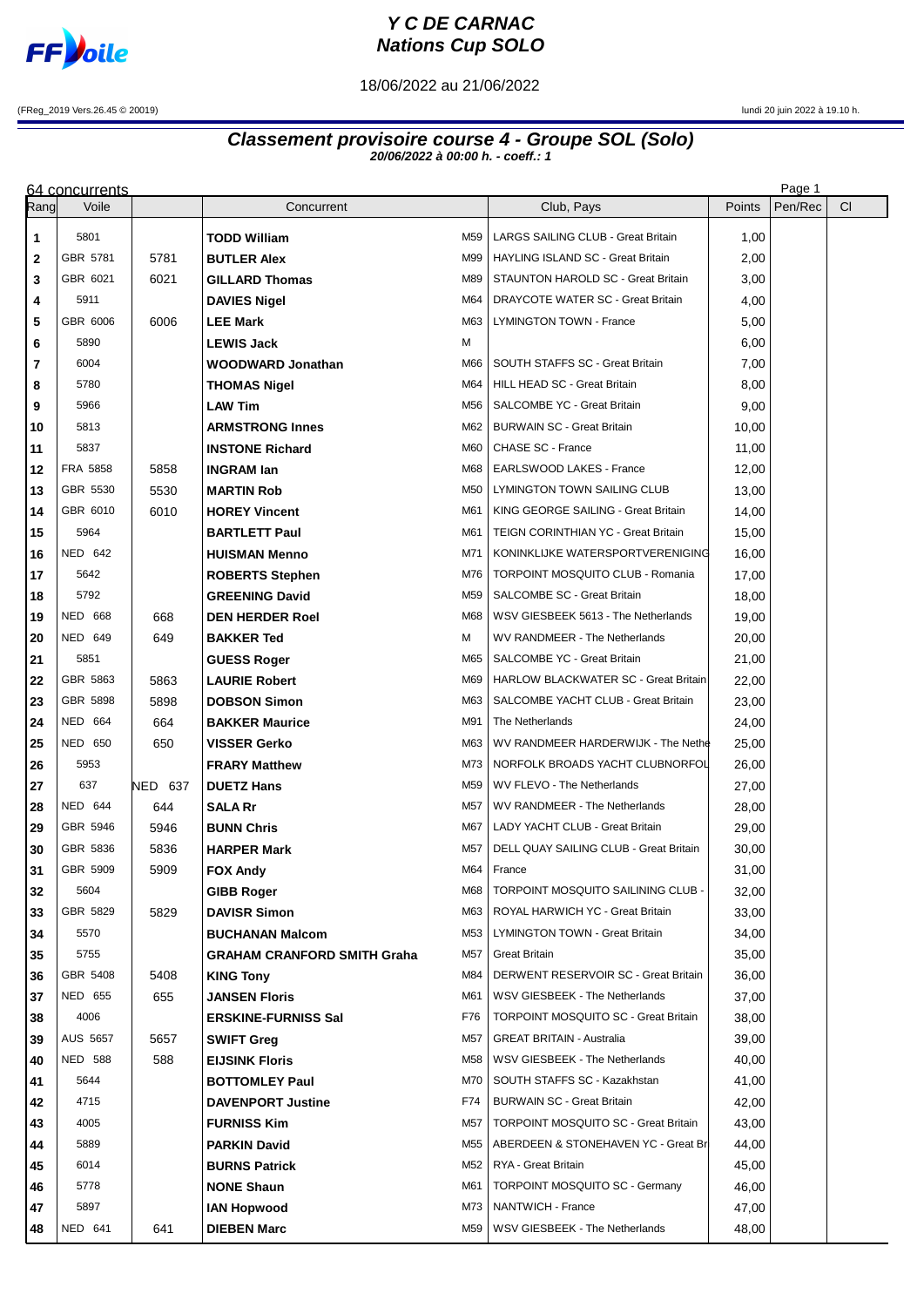# Y C DE CARNAC
# Nations Cup SOLO

18/06/2022 au 21/06/2022

(FReg_2019 Vers.26.45 © 20019)

lundi 20 juin 2022 à 19.10 h.

## Classement provisoire course 4 - Groupe SOL (Solo)

**20/06/2022 à 00:00 h. - coeff.: 1**

64 concurrents

| Rang | Voile | | Concurrent | | Club, Pays | Points | Pen/Rec | Cl |
|---|---|---|---|---|---|---|---|---|
| 1 | 5801 | | **TODD William** | M59 | LARGS SAILING CLUB - Great Britain | 1,00 | | |
| 2 | GBR 5781 | 5781 | **BUTLER Alex** | M99 | HAYLING ISLAND SC - Great Britain | 2,00 | | |
| 3 | GBR 6021 | 6021 | **GILLARD Thomas** | M89 | STAUNTON HAROLD SC - Great Britain | 3,00 | | |
| 4 | 5911 | | **DAVIES Nigel** | M64 | DRAYCOTE WATER SC - Great Britain | 4,00 | | |
| 5 | GBR 6006 | 6006 | **LEE Mark** | M63 | LYMINGTON TOWN - France | 5,00 | | |
| 6 | 5890 | | **LEWIS Jack** | M | | 6,00 | | |
| 7 | 6004 | | **WOODWARD Jonathan** | M66 | SOUTH STAFFS SC - Great Britain | 7,00 | | |
| 8 | 5780 | | **THOMAS Nigel** | M64 | HILL HEAD SC - Great Britain | 8,00 | | |
| 9 | 5966 | | **LAW Tim** | M56 | SALCOMBE YC - Great Britain | 9,00 | | |
| 10 | 5813 | | **ARMSTRONG Innes** | M62 | BURWAIN SC - Great Britain | 10,00 | | |
| 11 | 5837 | | **INSTONE Richard** | M60 | CHASE SC - France | 11,00 | | |
| 12 | FRA 5858 | 5858 | **INGRAM Ian** | M68 | EARLSWOOD LAKES - France | 12,00 | | |
| 13 | GBR 5530 | 5530 | **MARTIN Rob** | M50 | LYMINGTON TOWN SAILING CLUB | 13,00 | | |
| 14 | GBR 6010 | 6010 | **HOREY Vincent** | M61 | KING GEORGE SAILING - Great Britain | 14,00 | | |
| 15 | 5964 | | **BARTLETT Paul** | M61 | TEIGN CORINTHIAN YC - Great Britain | 15,00 | | |
| 16 | NED 642 | | **HUISMAN Menno** | M71 | KONINKLIJKE WATERSPORTVERENIGING | 16,00 | | |
| 17 | 5642 | | **ROBERTS Stephen** | M76 | TORPOINT MOSQUITO CLUB - Romania | 17,00 | | |
| 18 | 5792 | | **GREENING David** | M59 | SALCOMBE SC - Great Britain | 18,00 | | |
| 19 | NED 668 | 668 | **DEN HERDER Roel** | M68 | WSV GIESBEEK 5613 - The Netherlands | 19,00 | | |
| 20 | NED 649 | 649 | **BAKKER Ted** | M | WV RANDMEER - The Netherlands | 20,00 | | |
| 21 | 5851 | | **GUESS Roger** | M65 | SALCOMBE YC - Great Britain | 21,00 | | |
| 22 | GBR 5863 | 5863 | **LAURIE Robert** | M69 | HARLOW BLACKWATER SC - Great Britain | 22,00 | | |
| 23 | GBR 5898 | 5898 | **DOBSON Simon** | M63 | SALCOMBE YACHT CLUB - Great Britain | 23,00 | | |
| 24 | NED 664 | 664 | **BAKKER Maurice** | M91 | The Netherlands | 24,00 | | |
| 25 | NED 650 | 650 | **VISSER Gerko** | M63 | WV RANDMEER HARDERWIJK - The Nethe | 25,00 | | |
| 26 | 5953 | | **FRARY Matthew** | M73 | NORFOLK BROADS YACHT CLUBNORFOL | 26,00 | | |
| 27 | 637 | NED 637 | **DUETZ Hans** | M59 | WV FLEVO - The Netherlands | 27,00 | | |
| 28 | NED 644 | 644 | **SALA Rr** | M57 | WV RANDMEER - The Netherlands | 28,00 | | |
| 29 | GBR 5946 | 5946 | **BUNN Chris** | M67 | LADY YACHT CLUB - Great Britain | 29,00 | | |
| 30 | GBR 5836 | 5836 | **HARPER Mark** | M57 | DELL QUAY SAILING CLUB - Great Britain | 30,00 | | |
| 31 | GBR 5909 | 5909 | **FOX Andy** | M64 | France | 31,00 | | |
| 32 | 5604 | | **GIBB Roger** | M68 | TORPOINT MOSQUITO SAILINING CLUB - | 32,00 | | |
| 33 | GBR 5829 | 5829 | **DAVISR Simon** | M63 | ROYAL HARWICH YC - Great Britain | 33,00 | | |
| 34 | 5570 | | **BUCHANAN Malcom** | M53 | LYMINGTON TOWN - Great Britain | 34,00 | | |
| 35 | 5755 | | **GRAHAM CRANFORD SMITH Graha** | M57 | Great Britain | 35,00 | | |
| 36 | GBR 5408 | 5408 | **KING Tony** | M84 | DERWENT RESERVOIR SC - Great Britain | 36,00 | | |
| 37 | NED 655 | 655 | **JANSEN Floris** | M61 | WSV GIESBEEK - The Netherlands | 37,00 | | |
| 38 | 4006 | | **ERSKINE-FURNISS Sal** | F76 | TORPOINT MOSQUITO SC - Great Britain | 38,00 | | |
| 39 | AUS 5657 | 5657 | **SWIFT Greg** | M57 | GREAT BRITAIN - Australia | 39,00 | | |
| 40 | NED 588 | 588 | **EIJSINK Floris** | M58 | WSV GIESBEEK - The Netherlands | 40,00 | | |
| 41 | 5644 | | **BOTTOMLEY Paul** | M70 | SOUTH STAFFS SC - Kazakhstan | 41,00 | | |
| 42 | 4715 | | **DAVENPORT Justine** | F74 | BURWAIN SC - Great Britain | 42,00 | | |
| 43 | 4005 | | **FURNISS Kim** | M57 | TORPOINT MOSQUITO SC - Great Britain | 43,00 | | |
| 44 | 5889 | | **PARKIN David** | M55 | ABERDEEN & STONEHAVEN YC - Great Br | 44,00 | | |
| 45 | 6014 | | **BURNS Patrick** | M52 | RYA - Great Britain | 45,00 | | |
| 46 | 5778 | | **NONE Shaun** | M61 | TORPOINT MOSQUITO SC - Germany | 46,00 | | |
| 47 | 5897 | | **IAN Hopwood** | M73 | NANTWICH - France | 47,00 | | |
| 48 | NED 641 | 641 | **DIEBEN Marc** | M59 | WSV GIESBEEK - The Netherlands | 48,00 | | |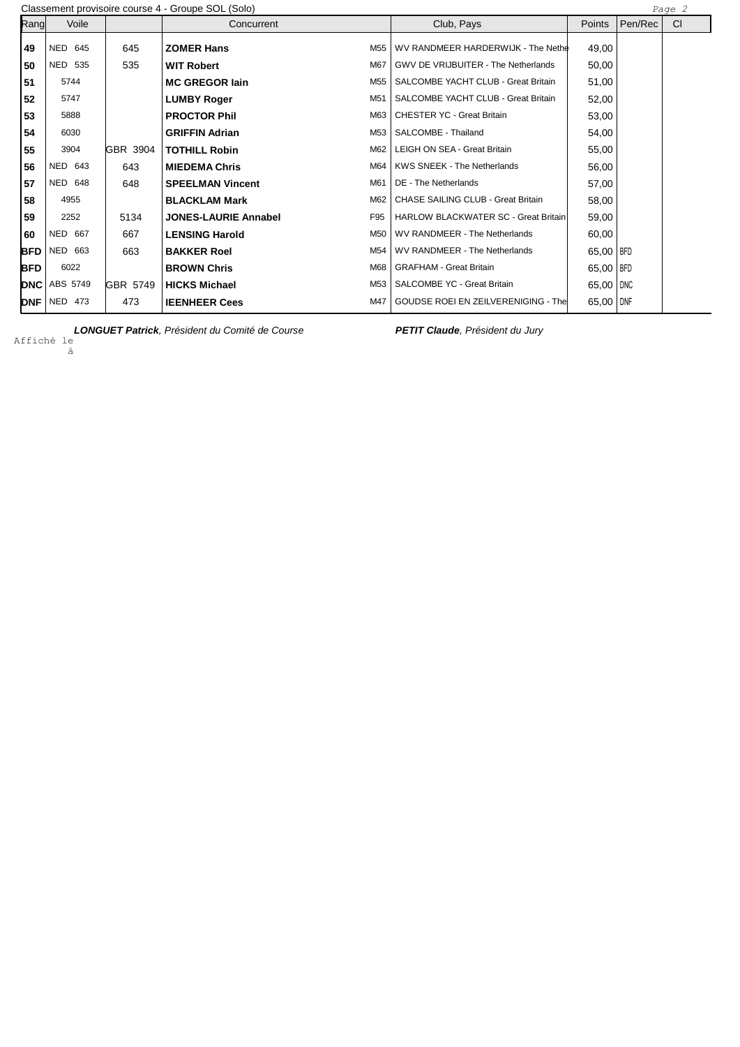Classement provisoire course 4 - Groupe SOL (Solo)

| Rang | Voile | | Concurrent | | Club, Pays | Points | Pen/Rec | Cl |
|---|---|---|---|---|---|---|---|---|
| 49 | NED 645 | 645 | **ZOMER Hans** | M55 | WV RANDMEER HARDERWIJK - The Nethe | 49,00 | | |
| 50 | NED 535 | 535 | **WIT Robert** | M67 | GWV DE VRIJBUITER - The Netherlands | 50,00 | | |
| 51 | 5744 | | **MC GREGOR Iain** | M55 | SALCOMBE YACHT CLUB - Great Britain | 51,00 | | |
| 52 | 5747 | | **LUMBY Roger** | M51 | SALCOMBE YACHT CLUB - Great Britain | 52,00 | | |
| 53 | 5888 | | **PROCTOR Phil** | M63 | CHESTER YC - Great Britain | 53,00 | | |
| 54 | 6030 | | **GRIFFIN Adrian** | M53 | SALCOMBE - Thailand | 54,00 | | |
| 55 | 3904 | GBR 3904 | **TOTHILL Robin** | M62 | LEIGH ON SEA - Great Britain | 55,00 | | |
| 56 | NED 643 | 643 | **MIEDEMA Chris** | M64 | KWS SNEEK - The Netherlands | 56,00 | | |
| 57 | NED 648 | 648 | **SPEELMAN Vincent** | M61 | DE - The Netherlands | 57,00 | | |
| 58 | 4955 | | **BLACKLAM Mark** | M62 | CHASE SAILING CLUB - Great Britain | 58,00 | | |
| 59 | 2252 | 5134 | **JONES-LAURIE Annabel** | F95 | HARLOW BLACKWATER SC - Great Britain | 59,00 | | |
| 60 | NED 667 | 667 | **LENSING Harold** | M50 | WV RANDMEER - The Netherlands | 60,00 | | |
| BFD | NED 663 | 663 | **BAKKER Roel** | M54 | WV RANDMEER - The Netherlands | 65,00 | BFD | |
| BFD | 6022 | | **BROWN Chris** | M68 | GRAFHAM - Great Britain | 65,00 | BFD | |
| DNC | ABS 5749 | GBR 5749 | **HICKS Michael** | M53 | SALCOMBE YC - Great Britain | 65,00 | DNC | |
| DNF | NED 473 | 473 | **IEENHEER Cees** | M47 | GOUDSE ROEI EN ZEILVERENIGING - The | 65,00 | DNF | |

***LONGUET Patrick**, Président du Comité de Course*

***PETIT Claude**, Président du Jury*

Affiché le
à